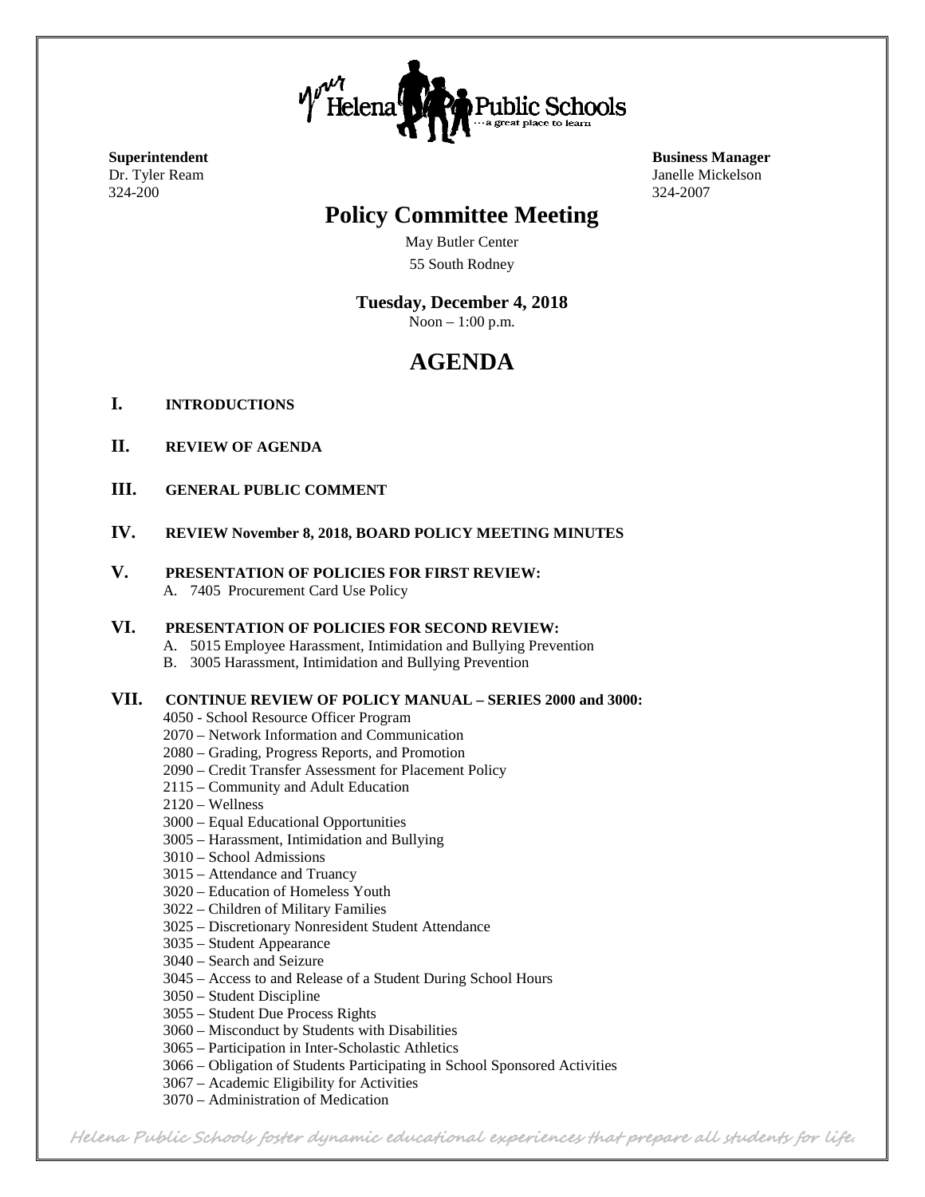Your Helena Public Schools …a great place to learn

**Superintendent**
Dr. Tyler Ream
324-200

**Business Manager**
Janelle Mickelson
324-2007

# Policy Committee Meeting

May Butler Center
55 South Rodney

**Tuesday, December 4, 2018**
Noon – 1:00 p.m.

# AGENDA

**I. INTRODUCTIONS**

**II. REVIEW OF AGENDA**

**III. GENERAL PUBLIC COMMENT**

**IV. REVIEW November 8, 2018, BOARD POLICY MEETING MINUTES**

**V. PRESENTATION OF POLICIES FOR FIRST REVIEW:**

A. 7405 Procurement Card Use Policy

**VI. PRESENTATION OF POLICIES FOR SECOND REVIEW:**

A. 5015 Employee Harassment, Intimidation and Bullying Prevention
B. 3005 Harassment, Intimidation and Bullying Prevention

**VII. CONTINUE REVIEW OF POLICY MANUAL – SERIES 2000 and 3000:**

4050 - School Resource Officer Program
2070 – Network Information and Communication
2080 – Grading, Progress Reports, and Promotion
2090 – Credit Transfer Assessment for Placement Policy
2115 – Community and Adult Education
2120 – Wellness
3000 – Equal Educational Opportunities
3005 – Harassment, Intimidation and Bullying
3010 – School Admissions
3015 – Attendance and Truancy
3020 – Education of Homeless Youth
3022 – Children of Military Families
3025 – Discretionary Nonresident Student Attendance
3035 – Student Appearance
3040 – Search and Seizure
3045 – Access to and Release of a Student During School Hours
3050 – Student Discipline
3055 – Student Due Process Rights
3060 – Misconduct by Students with Disabilities
3065 – Participation in Inter-Scholastic Athletics
3066 – Obligation of Students Participating in School Sponsored Activities
3067 – Academic Eligibility for Activities
3070 – Administration of Medication

*Helena Public Schools foster dynamic educational experiences that prepare all students for life.*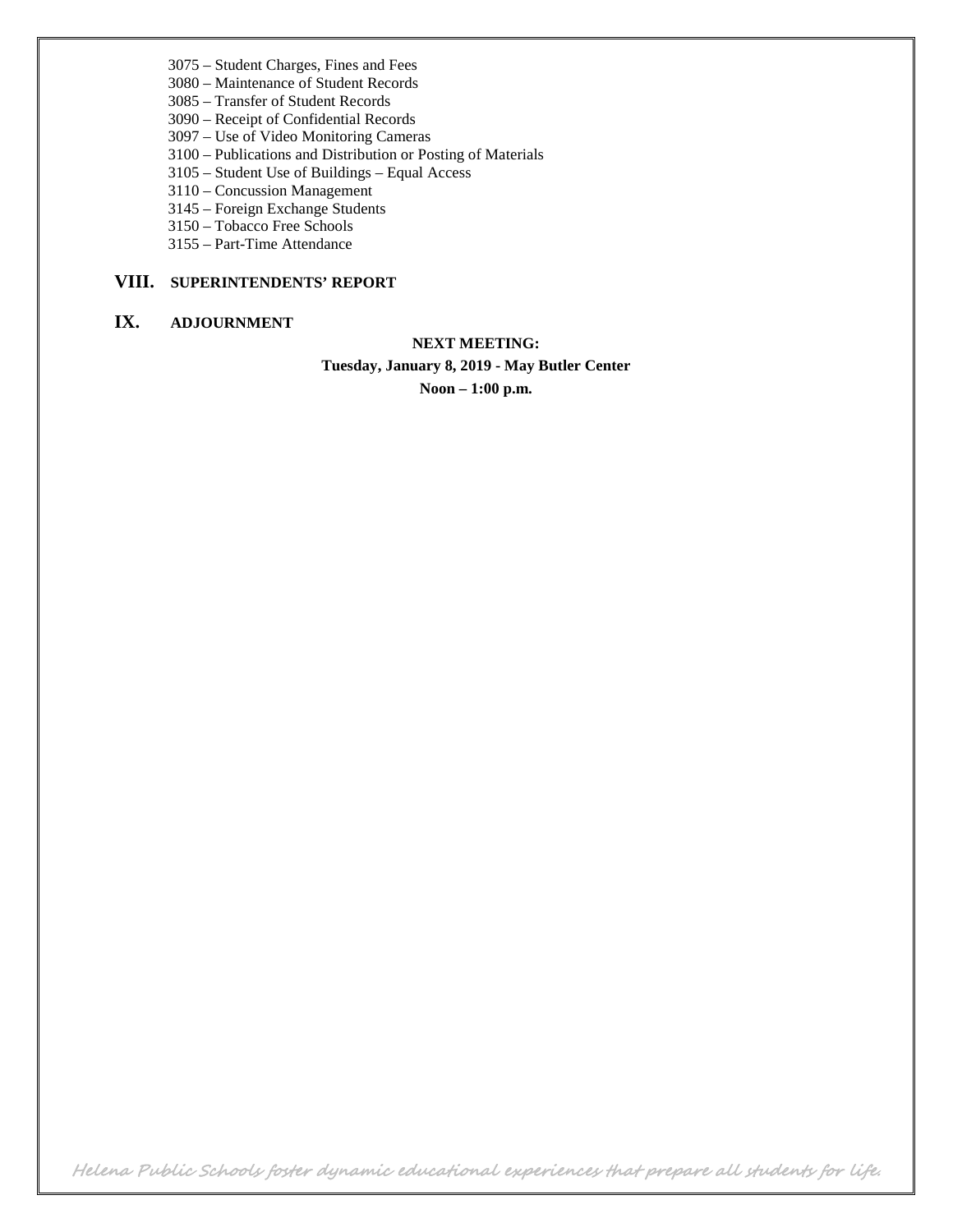3075 – Student Charges, Fines and Fees
3080 – Maintenance of Student Records
3085 – Transfer of Student Records
3090 – Receipt of Confidential Records
3097 – Use of Video Monitoring Cameras
3100 – Publications and Distribution or Posting of Materials
3105 – Student Use of Buildings – Equal Access
3110 – Concussion Management
3145 – Foreign Exchange Students
3150 – Tobacco Free Schools
3155 – Part-Time Attendance

## VIII. SUPERINTENDENTS' REPORT

## IX. ADJOURNMENT

**NEXT MEETING:**

**Tuesday, January 8, 2019 - May Butler Center**

**Noon – 1:00 p.m.**

*Helena Public Schools foster dynamic educational experiences that prepare all students for life.*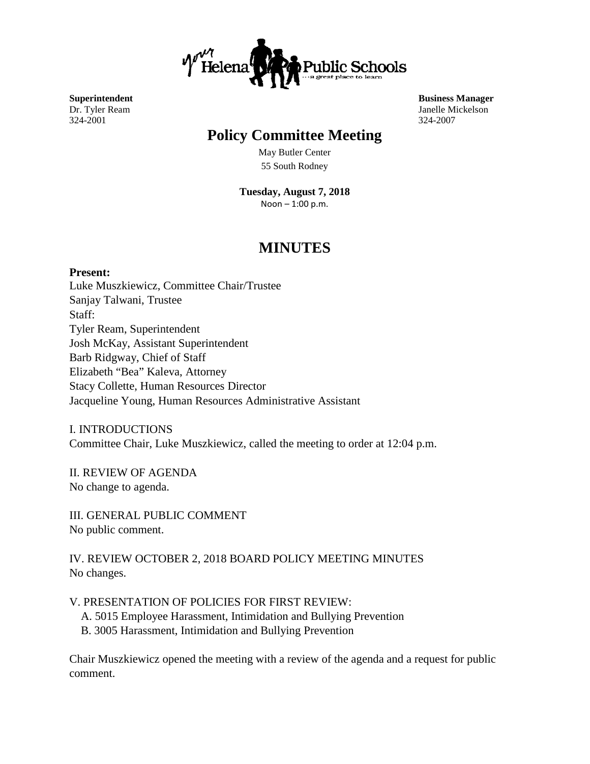your Helena Public Schools ...a great place to learn

**Superintendent**
Dr. Tyler Ream
324-2001

**Business Manager**
Janelle Mickelson
324-2007

# Policy Committee Meeting

May Butler Center
55 South Rodney

**Tuesday, August 7, 2018**
Noon – 1:00 p.m.

# MINUTES

**Present:**
Luke Muszkiewicz, Committee Chair/Trustee
Sanjay Talwani, Trustee
Staff:
Tyler Ream, Superintendent
Josh McKay, Assistant Superintendent
Barb Ridgway, Chief of Staff
Elizabeth "Bea" Kaleva, Attorney
Stacy Collette, Human Resources Director
Jacqueline Young, Human Resources Administrative Assistant

I. INTRODUCTIONS
Committee Chair, Luke Muszkiewicz, called the meeting to order at 12:04 p.m.

II. REVIEW OF AGENDA
No change to agenda.

III. GENERAL PUBLIC COMMENT
No public comment.

IV. REVIEW OCTOBER 2, 2018 BOARD POLICY MEETING MINUTES
No changes.

V. PRESENTATION OF POLICIES FOR FIRST REVIEW:
A. 5015 Employee Harassment, Intimidation and Bullying Prevention
B. 3005 Harassment, Intimidation and Bullying Prevention

Chair Muszkiewicz opened the meeting with a review of the agenda and a request for public comment.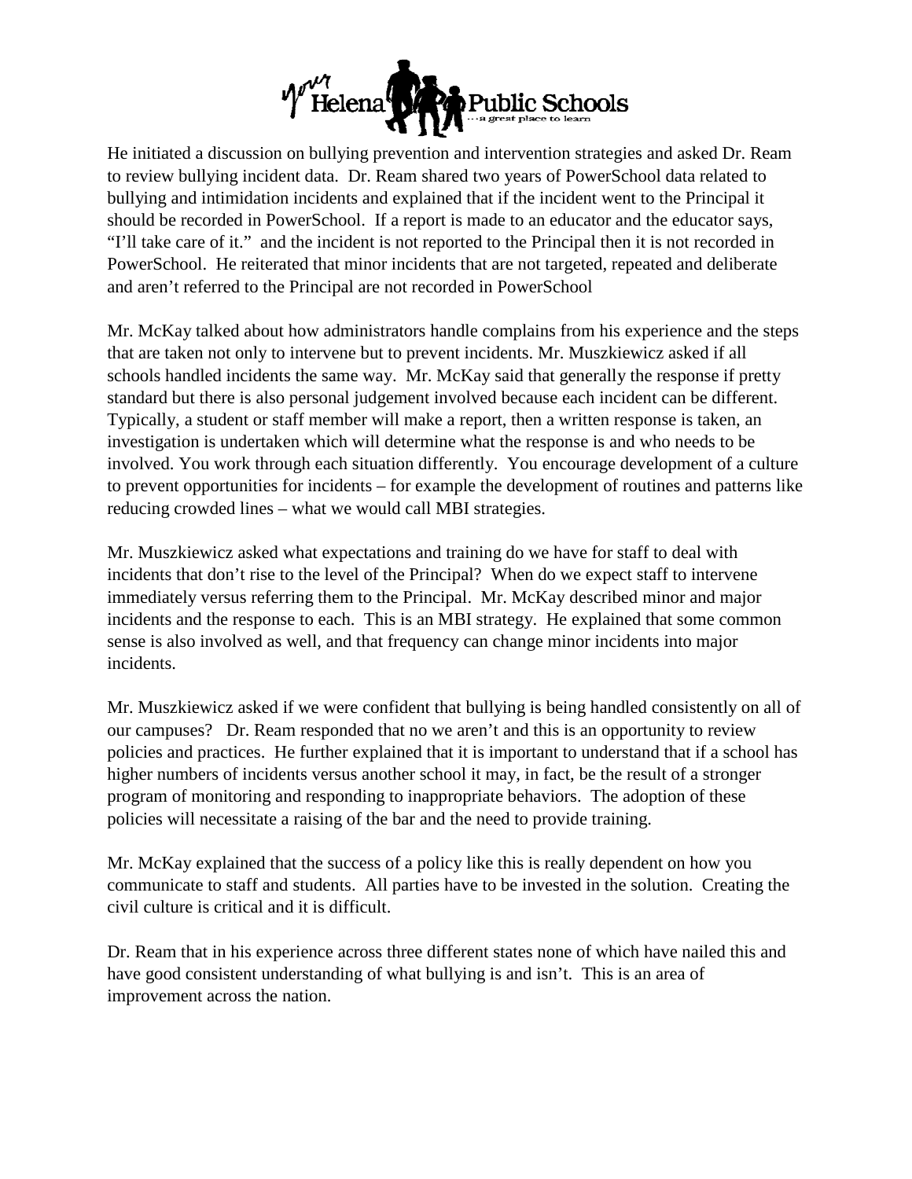He initiated a discussion on bullying prevention and intervention strategies and asked Dr. Ream to review bullying incident data. Dr. Ream shared two years of PowerSchool data related to bullying and intimidation incidents and explained that if the incident went to the Principal it should be recorded in PowerSchool. If a report is made to an educator and the educator says, "I'll take care of it." and the incident is not reported to the Principal then it is not recorded in PowerSchool. He reiterated that minor incidents that are not targeted, repeated and deliberate and aren't referred to the Principal are not recorded in PowerSchool

Mr. McKay talked about how administrators handle complains from his experience and the steps that are taken not only to intervene but to prevent incidents. Mr. Muszkiewicz asked if all schools handled incidents the same way. Mr. McKay said that generally the response if pretty standard but there is also personal judgement involved because each incident can be different. Typically, a student or staff member will make a report, then a written response is taken, an investigation is undertaken which will determine what the response is and who needs to be involved. You work through each situation differently. You encourage development of a culture to prevent opportunities for incidents – for example the development of routines and patterns like reducing crowded lines – what we would call MBI strategies.

Mr. Muszkiewicz asked what expectations and training do we have for staff to deal with incidents that don't rise to the level of the Principal? When do we expect staff to intervene immediately versus referring them to the Principal. Mr. McKay described minor and major incidents and the response to each. This is an MBI strategy. He explained that some common sense is also involved as well, and that frequency can change minor incidents into major incidents.

Mr. Muszkiewicz asked if we were confident that bullying is being handled consistently on all of our campuses? Dr. Ream responded that no we aren't and this is an opportunity to review policies and practices. He further explained that it is important to understand that if a school has higher numbers of incidents versus another school it may, in fact, be the result of a stronger program of monitoring and responding to inappropriate behaviors. The adoption of these policies will necessitate a raising of the bar and the need to provide training.

Mr. McKay explained that the success of a policy like this is really dependent on how you communicate to staff and students. All parties have to be invested in the solution. Creating the civil culture is critical and it is difficult.

Dr. Ream that in his experience across three different states none of which have nailed this and have good consistent understanding of what bullying is and isn't. This is an area of improvement across the nation.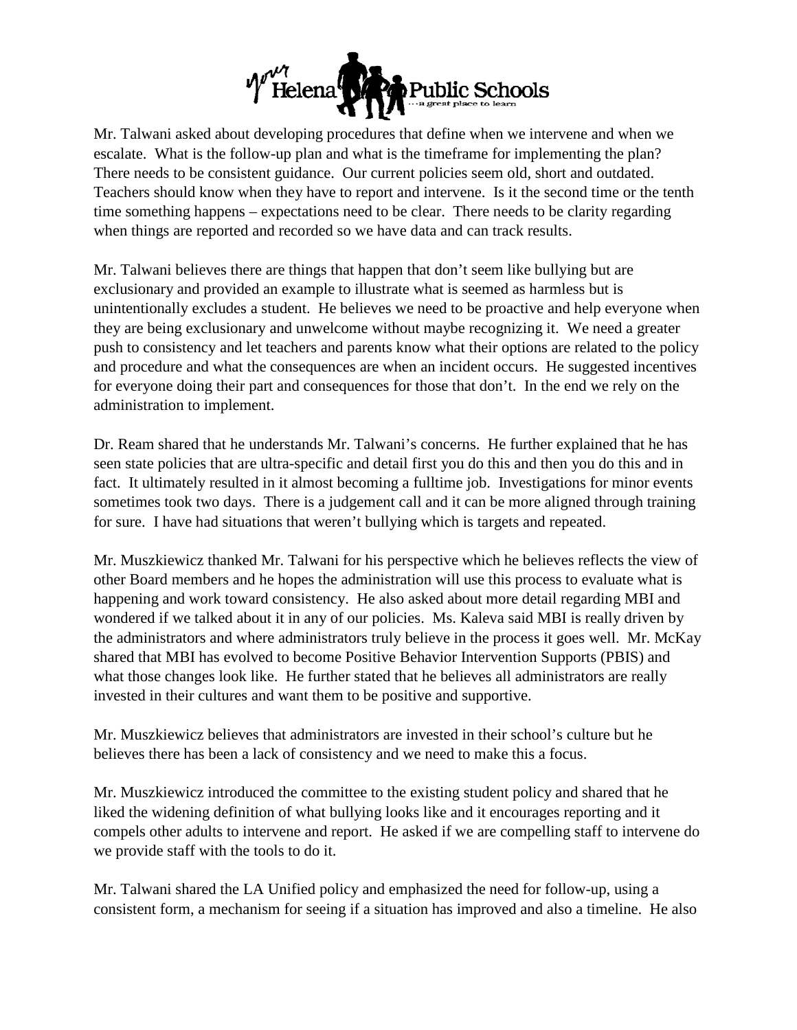Mr. Talwani asked about developing procedures that define when we intervene and when we escalate. What is the follow-up plan and what is the timeframe for implementing the plan? There needs to be consistent guidance. Our current policies seem old, short and outdated. Teachers should know when they have to report and intervene. Is it the second time or the tenth time something happens – expectations need to be clear. There needs to be clarity regarding when things are reported and recorded so we have data and can track results.

Mr. Talwani believes there are things that happen that don't seem like bullying but are exclusionary and provided an example to illustrate what is seemed as harmless but is unintentionally excludes a student. He believes we need to be proactive and help everyone when they are being exclusionary and unwelcome without maybe recognizing it. We need a greater push to consistency and let teachers and parents know what their options are related to the policy and procedure and what the consequences are when an incident occurs. He suggested incentives for everyone doing their part and consequences for those that don't. In the end we rely on the administration to implement.

Dr. Ream shared that he understands Mr. Talwani's concerns. He further explained that he has seen state policies that are ultra-specific and detail first you do this and then you do this and in fact. It ultimately resulted in it almost becoming a fulltime job. Investigations for minor events sometimes took two days. There is a judgement call and it can be more aligned through training for sure. I have had situations that weren't bullying which is targets and repeated.

Mr. Muszkiewicz thanked Mr. Talwani for his perspective which he believes reflects the view of other Board members and he hopes the administration will use this process to evaluate what is happening and work toward consistency. He also asked about more detail regarding MBI and wondered if we talked about it in any of our policies. Ms. Kaleva said MBI is really driven by the administrators and where administrators truly believe in the process it goes well. Mr. McKay shared that MBI has evolved to become Positive Behavior Intervention Supports (PBIS) and what those changes look like. He further stated that he believes all administrators are really invested in their cultures and want them to be positive and supportive.

Mr. Muszkiewicz believes that administrators are invested in their school's culture but he believes there has been a lack of consistency and we need to make this a focus.

Mr. Muszkiewicz introduced the committee to the existing student policy and shared that he liked the widening definition of what bullying looks like and it encourages reporting and it compels other adults to intervene and report. He asked if we are compelling staff to intervene do we provide staff with the tools to do it.

Mr. Talwani shared the LA Unified policy and emphasized the need for follow-up, using a consistent form, a mechanism for seeing if a situation has improved and also a timeline. He also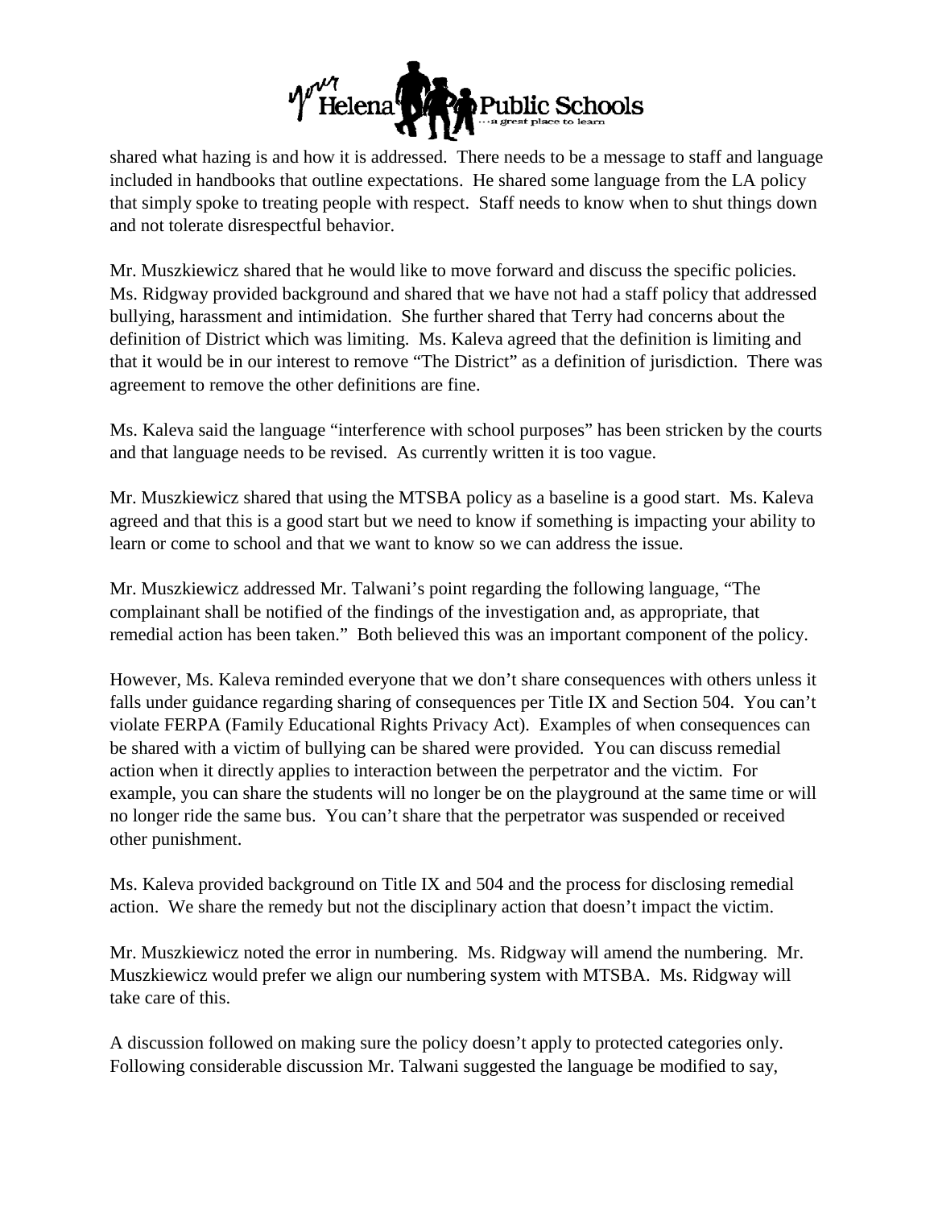shared what hazing is and how it is addressed. There needs to be a message to staff and language included in handbooks that outline expectations. He shared some language from the LA policy that simply spoke to treating people with respect. Staff needs to know when to shut things down and not tolerate disrespectful behavior.

Mr. Muszkiewicz shared that he would like to move forward and discuss the specific policies. Ms. Ridgway provided background and shared that we have not had a staff policy that addressed bullying, harassment and intimidation. She further shared that Terry had concerns about the definition of District which was limiting. Ms. Kaleva agreed that the definition is limiting and that it would be in our interest to remove "The District" as a definition of jurisdiction. There was agreement to remove the other definitions are fine.

Ms. Kaleva said the language "interference with school purposes" has been stricken by the courts and that language needs to be revised. As currently written it is too vague.

Mr. Muszkiewicz shared that using the MTSBA policy as a baseline is a good start. Ms. Kaleva agreed and that this is a good start but we need to know if something is impacting your ability to learn or come to school and that we want to know so we can address the issue.

Mr. Muszkiewicz addressed Mr. Talwani's point regarding the following language, "The complainant shall be notified of the findings of the investigation and, as appropriate, that remedial action has been taken." Both believed this was an important component of the policy.

However, Ms. Kaleva reminded everyone that we don't share consequences with others unless it falls under guidance regarding sharing of consequences per Title IX and Section 504. You can't violate FERPA (Family Educational Rights Privacy Act). Examples of when consequences can be shared with a victim of bullying can be shared were provided. You can discuss remedial action when it directly applies to interaction between the perpetrator and the victim. For example, you can share the students will no longer be on the playground at the same time or will no longer ride the same bus. You can't share that the perpetrator was suspended or received other punishment.

Ms. Kaleva provided background on Title IX and 504 and the process for disclosing remedial action. We share the remedy but not the disciplinary action that doesn't impact the victim.

Mr. Muszkiewicz noted the error in numbering. Ms. Ridgway will amend the numbering. Mr. Muszkiewicz would prefer we align our numbering system with MTSBA. Ms. Ridgway will take care of this.

A discussion followed on making sure the policy doesn't apply to protected categories only. Following considerable discussion Mr. Talwani suggested the language be modified to say,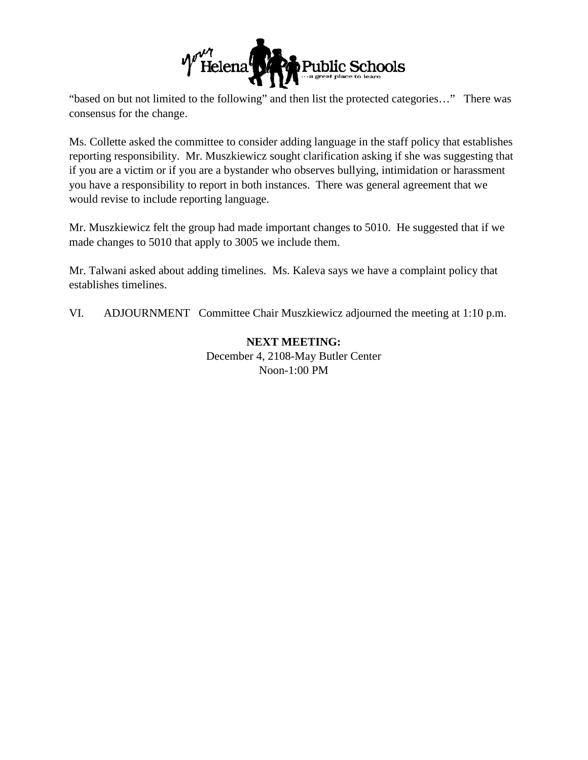"based on but not limited to the following" and then list the protected categories…" There was consensus for the change.

Ms. Collette asked the committee to consider adding language in the staff policy that establishes reporting responsibility. Mr. Muszkiewicz sought clarification asking if she was suggesting that if you are a victim or if you are a bystander who observes bullying, intimidation or harassment you have a responsibility to report in both instances. There was general agreement that we would revise to include reporting language.

Mr. Muszkiewicz felt the group had made important changes to 5010. He suggested that if we made changes to 5010 that apply to 3005 we include them.

Mr. Talwani asked about adding timelines. Ms. Kaleva says we have a complaint policy that establishes timelines.

VI. ADJOURNMENT Committee Chair Muszkiewicz adjourned the meeting at 1:10 p.m.

**NEXT MEETING:**

December 4, 2108-May Butler Center

Noon-1:00 PM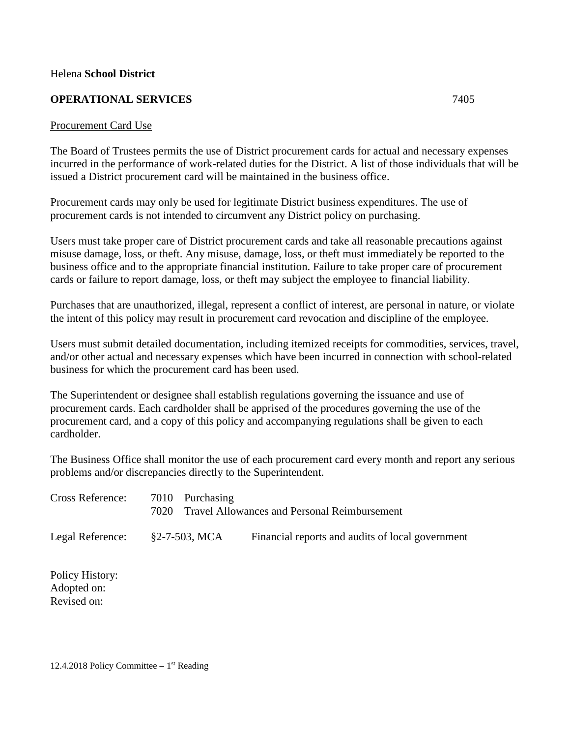Helena **School District**

**OPERATIONAL SERVICES** 7405

<u>Procurement Card Use</u>

The Board of Trustees permits the use of District procurement cards for actual and necessary expenses incurred in the performance of work-related duties for the District. A list of those individuals that will be issued a District procurement card will be maintained in the business office.

Procurement cards may only be used for legitimate District business expenditures. The use of procurement cards is not intended to circumvent any District policy on purchasing.

Users must take proper care of District procurement cards and take all reasonable precautions against misuse damage, loss, or theft. Any misuse, damage, loss, or theft must immediately be reported to the business office and to the appropriate financial institution. Failure to take proper care of procurement cards or failure to report damage, loss, or theft may subject the employee to financial liability.

Purchases that are unauthorized, illegal, represent a conflict of interest, are personal in nature, or violate the intent of this policy may result in procurement card revocation and discipline of the employee.

Users must submit detailed documentation, including itemized receipts for commodities, services, travel, and/or other actual and necessary expenses which have been incurred in connection with school-related business for which the procurement card has been used.

The Superintendent or designee shall establish regulations governing the issuance and use of procurement cards. Each cardholder shall be apprised of the procedures governing the use of the procurement card, and a copy of this policy and accompanying regulations shall be given to each cardholder.

The Business Office shall monitor the use of each procurement card every month and report any serious problems and/or discrepancies directly to the Superintendent.

Cross Reference: 7010 Purchasing
7020 Travel Allowances and Personal Reimbursement

Legal Reference: §2-7-503, MCA Financial reports and audits of local government

Policy History:
Adopted on:
Revised on:

12.4.2018 Policy Committee – 1st Reading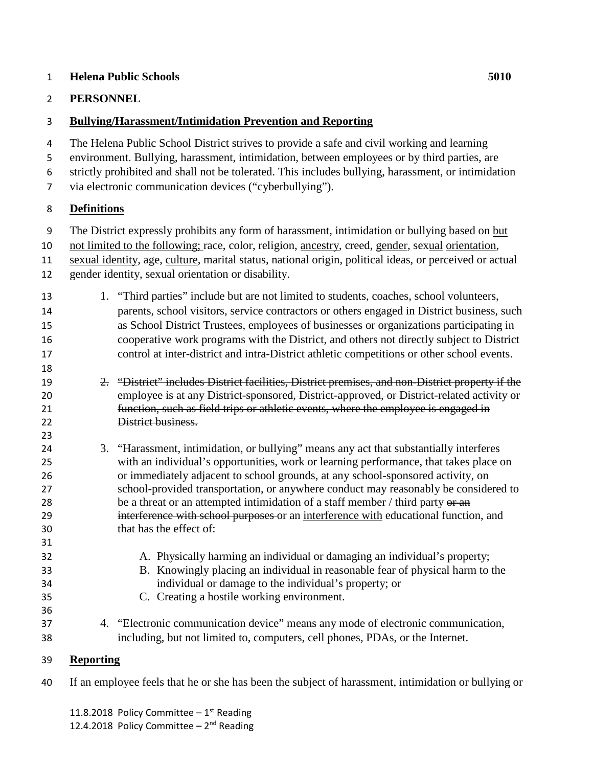**Helena Public Schools** **5010**

**PERSONNEL**

**<u>Bullying/Harassment/Intimidation Prevention and Reporting</u>**

The Helena Public School District strives to provide a safe and civil working and learning environment. Bullying, harassment, intimidation, between employees or by third parties, are strictly prohibited and shall not be tolerated. This includes bullying, harassment, or intimidation via electronic communication devices ("cyberbullying").

**<u>Definitions</u>**

The District expressly prohibits any form of harassment, intimidation or bullying based on <u>but not limited to the following;</u> race, color, religion, <u>ancestry</u>, creed, <u>gender</u>, sex<u>ual</u> <u>orientation</u>, <u>sexual identity</u>, age, <u>culture</u>, marital status, national origin, political ideas, or perceived or actual gender identity, sexual orientation or disability.

1. "Third parties" include but are not limited to students, coaches, school volunteers, parents, school visitors, service contractors or others engaged in District business, such as School District Trustees, employees of businesses or organizations participating in cooperative work programs with the District, and others not directly subject to District control at inter-district and intra-District athletic competitions or other school events.

2. ~~"District" includes District facilities, District premises, and non-District property if the employee is at any District-sponsored, District-approved, or District-related activity or function, such as field trips or athletic events, where the employee is engaged in District business.~~

3. "Harassment, intimidation, or bullying" means any act that substantially interferes with an individual's opportunities, work or learning performance, that takes place on or immediately adjacent to school grounds, at any school-sponsored activity, on school-provided transportation, or anywhere conduct may reasonably be considered to be a threat or an attempted intimidation of a staff member / third party ~~or an interference with school purposes~~ or an <u>interference with</u> educational function, and that has the effect of:

   A. Physically harming an individual or damaging an individual's property;
   B. Knowingly placing an individual in reasonable fear of physical harm to the individual or damage to the individual's property; or
   C. Creating a hostile working environment.

4. "Electronic communication device" means any mode of electronic communication, including, but not limited to, computers, cell phones, PDAs, or the Internet.

**<u>Reporting</u>**

If an employee feels that he or she has been the subject of harassment, intimidation or bullying or

11.8.2018 Policy Committee – 1st Reading
12.4.2018 Policy Committee – 2nd Reading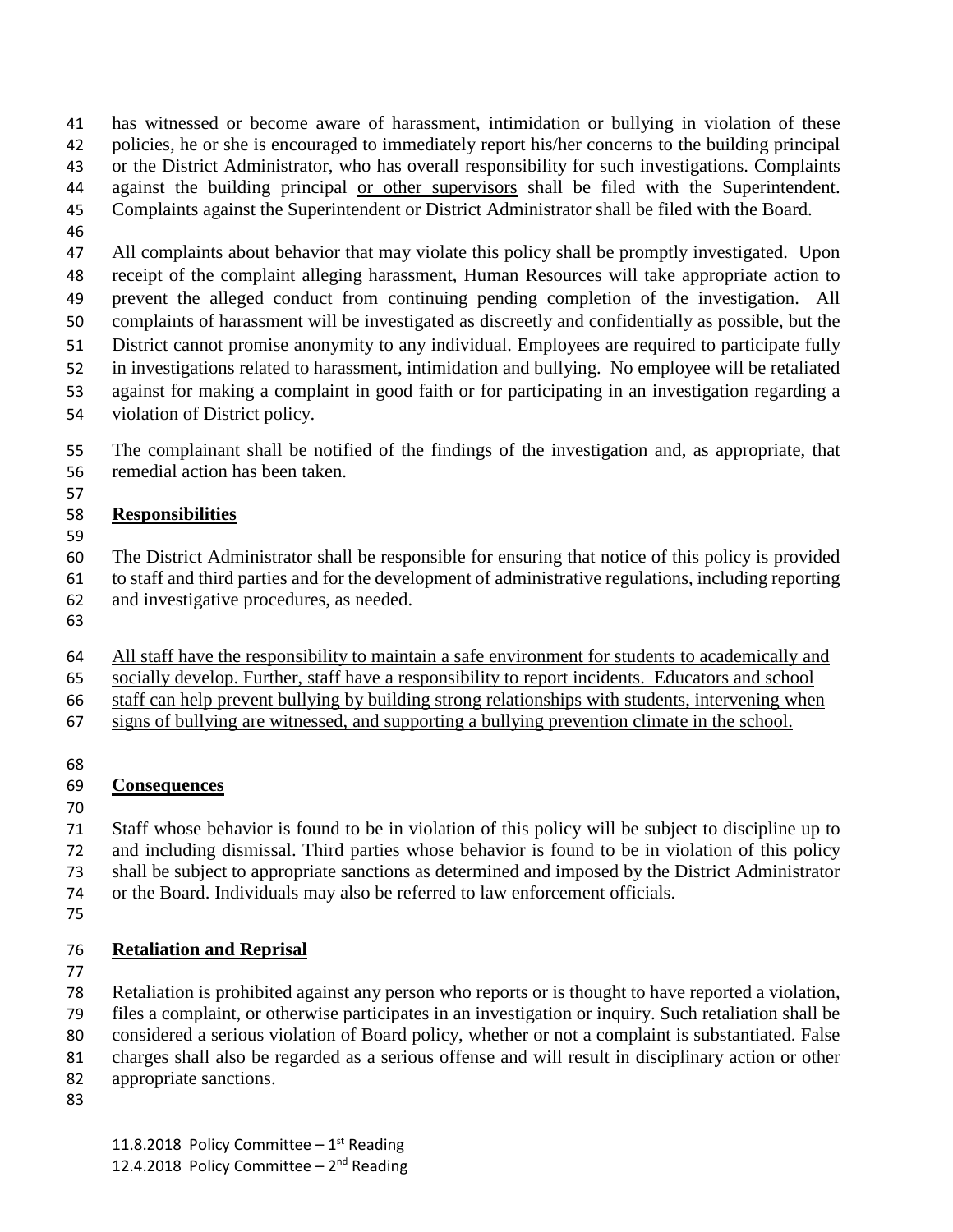has witnessed or become aware of harassment, intimidation or bullying in violation of these policies, he or she is encouraged to immediately report his/her concerns to the building principal or the District Administrator, who has overall responsibility for such investigations. Complaints against the building principal <u>or other supervisors</u> shall be filed with the Superintendent. Complaints against the Superintendent or District Administrator shall be filed with the Board.

All complaints about behavior that may violate this policy shall be promptly investigated. Upon receipt of the complaint alleging harassment, Human Resources will take appropriate action to prevent the alleged conduct from continuing pending completion of the investigation. All complaints of harassment will be investigated as discreetly and confidentially as possible, but the District cannot promise anonymity to any individual. Employees are required to participate fully in investigations related to harassment, intimidation and bullying. No employee will be retaliated against for making a complaint in good faith or for participating in an investigation regarding a violation of District policy.

The complainant shall be notified of the findings of the investigation and, as appropriate, that remedial action has been taken.

## Responsibilities

The District Administrator shall be responsible for ensuring that notice of this policy is provided to staff and third parties and for the development of administrative regulations, including reporting and investigative procedures, as needed.

<u>All staff have the responsibility to maintain a safe environment for students to academically and socially develop. Further, staff have a responsibility to report incidents. Educators and school staff can help prevent bullying by building strong relationships with students, intervening when signs of bullying are witnessed, and supporting a bullying prevention climate in the school.</u>

## Consequences

Staff whose behavior is found to be in violation of this policy will be subject to discipline up to and including dismissal. Third parties whose behavior is found to be in violation of this policy shall be subject to appropriate sanctions as determined and imposed by the District Administrator or the Board. Individuals may also be referred to law enforcement officials.

## Retaliation and Reprisal

Retaliation is prohibited against any person who reports or is thought to have reported a violation, files a complaint, or otherwise participates in an investigation or inquiry. Such retaliation shall be considered a serious violation of Board policy, whether or not a complaint is substantiated. False charges shall also be regarded as a serious offense and will result in disciplinary action or other appropriate sanctions.

11.8.2018 Policy Committee – 1st Reading
12.4.2018 Policy Committee – 2nd Reading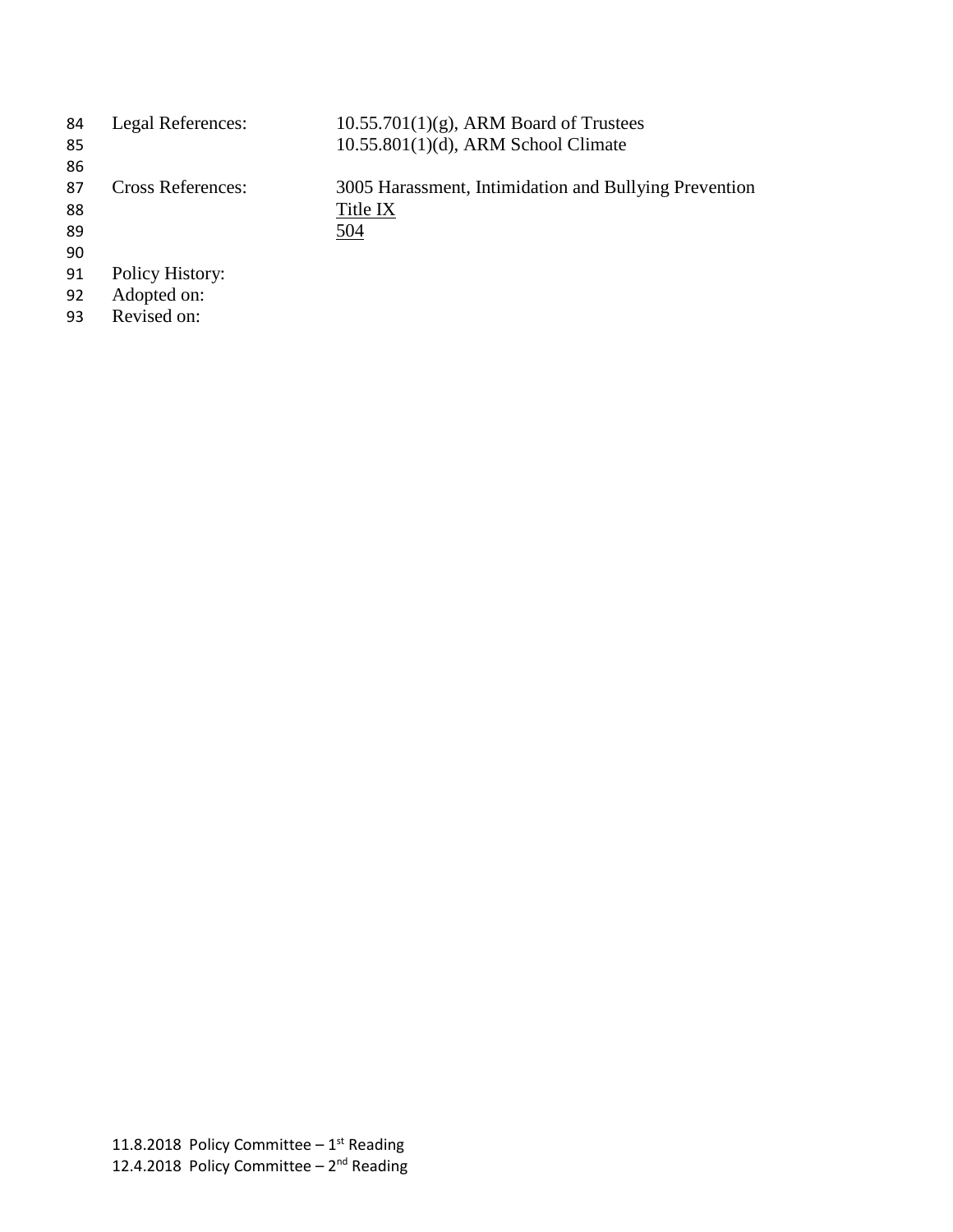| | |
|---|---|
| Legal References: | 10.55.701(1)(g), ARM Board of Trustees |
| | 10.55.801(1)(d), ARM School Climate |
| | |
| Cross References: | 3005 Harassment, Intimidation and Bullying Prevention |
| | <u>Title IX</u> |
| | <u>504</u> |

Policy History:
Adopted on:
Revised on:

11.8.2018 Policy Committee – 1st Reading
12.4.2018 Policy Committee – 2nd Reading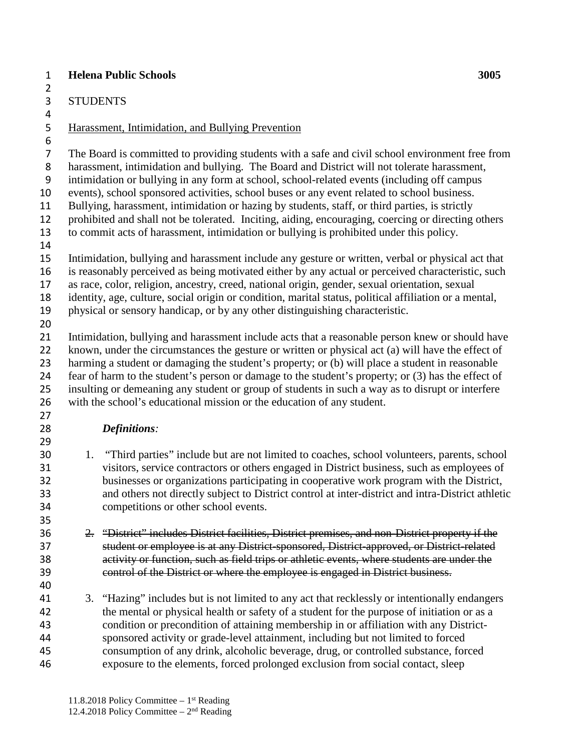**Helena Public Schools** **3005**

STUDENTS

Harassment, Intimidation, and Bullying Prevention

The Board is committed to providing students with a safe and civil school environment free from harassment, intimidation and bullying. The Board and District will not tolerate harassment, intimidation or bullying in any form at school, school-related events (including off campus events), school sponsored activities, school buses or any event related to school business. Bullying, harassment, intimidation or hazing by students, staff, or third parties, is strictly prohibited and shall not be tolerated. Inciting, aiding, encouraging, coercing or directing others to commit acts of harassment, intimidation or bullying is prohibited under this policy.

Intimidation, bullying and harassment include any gesture or written, verbal or physical act that is reasonably perceived as being motivated either by any actual or perceived characteristic, such as race, color, religion, ancestry, creed, national origin, gender, sexual orientation, sexual identity, age, culture, social origin or condition, marital status, political affiliation or a mental, physical or sensory handicap, or by any other distinguishing characteristic.

Intimidation, bullying and harassment include acts that a reasonable person knew or should have known, under the circumstances the gesture or written or physical act (a) will have the effect of harming a student or damaging the student's property; or (b) will place a student in reasonable fear of harm to the student's person or damage to the student's property; or (3) has the effect of insulting or demeaning any student or group of students in such a way as to disrupt or interfere with the school's educational mission or the education of any student.

***Definitions:***

1. "Third parties" include but are not limited to coaches, school volunteers, parents, school visitors, service contractors or others engaged in District business, such as employees of businesses or organizations participating in cooperative work program with the District, and others not directly subject to District control at inter-district and intra-District athletic competitions or other school events.

2. ~~"District" includes District facilities, District premises, and non-District property if the student or employee is at any District-sponsored, District-approved, or District-related activity or function, such as field trips or athletic events, where students are under the control of the District or where the employee is engaged in District business.~~

3. "Hazing" includes but is not limited to any act that recklessly or intentionally endangers the mental or physical health or safety of a student for the purpose of initiation or as a condition or precondition of attaining membership in or affiliation with any District-sponsored activity or grade-level attainment, including but not limited to forced consumption of any drink, alcoholic beverage, drug, or controlled substance, forced exposure to the elements, forced prolonged exclusion from social contact, sleep

11.8.2018 Policy Committee – 1st Reading
12.4.2018 Policy Committee – 2nd Reading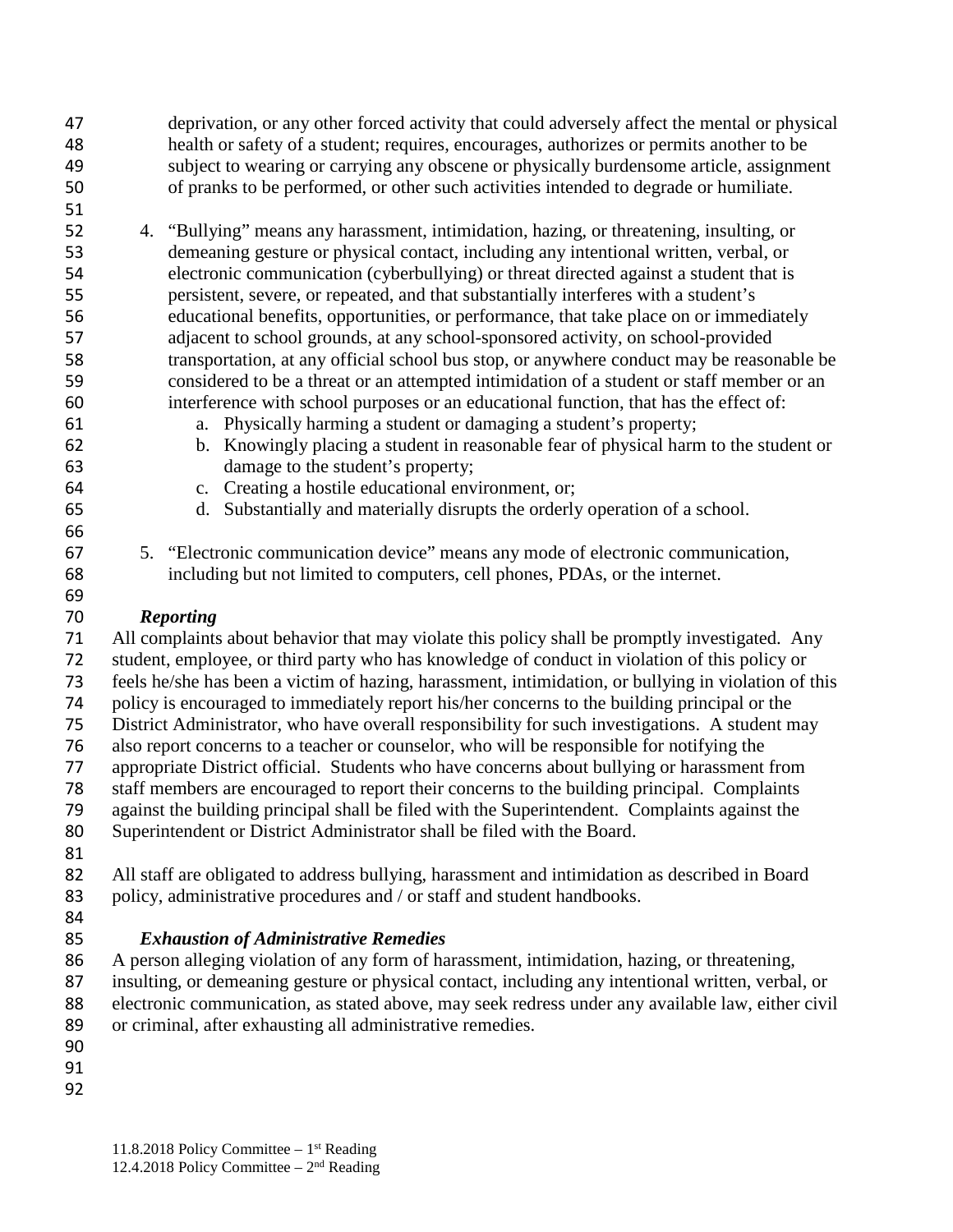deprivation, or any other forced activity that could adversely affect the mental or physical health or safety of a student; requires, encourages, authorizes or permits another to be subject to wearing or carrying any obscene or physically burdensome article, assignment of pranks to be performed, or other such activities intended to degrade or humiliate.

4. "Bullying" means any harassment, intimidation, hazing, or threatening, insulting, or demeaning gesture or physical contact, including any intentional written, verbal, or electronic communication (cyberbullying) or threat directed against a student that is persistent, severe, or repeated, and that substantially interferes with a student's educational benefits, opportunities, or performance, that take place on or immediately adjacent to school grounds, at any school-sponsored activity, on school-provided transportation, at any official school bus stop, or anywhere conduct may be reasonable be considered to be a threat or an attempted intimidation of a student or staff member or an interference with school purposes or an educational function, that has the effect of:
   a. Physically harming a student or damaging a student's property;
   b. Knowingly placing a student in reasonable fear of physical harm to the student or damage to the student's property;
   c. Creating a hostile educational environment, or;
   d. Substantially and materially disrupts the orderly operation of a school.

5. "Electronic communication device" means any mode of electronic communication, including but not limited to computers, cell phones, PDAs, or the internet.

***Reporting***

All complaints about behavior that may violate this policy shall be promptly investigated. Any student, employee, or third party who has knowledge of conduct in violation of this policy or feels he/she has been a victim of hazing, harassment, intimidation, or bullying in violation of this policy is encouraged to immediately report his/her concerns to the building principal or the District Administrator, who have overall responsibility for such investigations. A student may also report concerns to a teacher or counselor, who will be responsible for notifying the appropriate District official. Students who have concerns about bullying or harassment from staff members are encouraged to report their concerns to the building principal. Complaints against the building principal shall be filed with the Superintendent. Complaints against the Superintendent or District Administrator shall be filed with the Board.

All staff are obligated to address bullying, harassment and intimidation as described in Board policy, administrative procedures and / or staff and student handbooks.

***Exhaustion of Administrative Remedies***

A person alleging violation of any form of harassment, intimidation, hazing, or threatening, insulting, or demeaning gesture or physical contact, including any intentional written, verbal, or electronic communication, as stated above, may seek redress under any available law, either civil or criminal, after exhausting all administrative remedies.

11.8.2018 Policy Committee – 1st Reading
12.4.2018 Policy Committee – 2nd Reading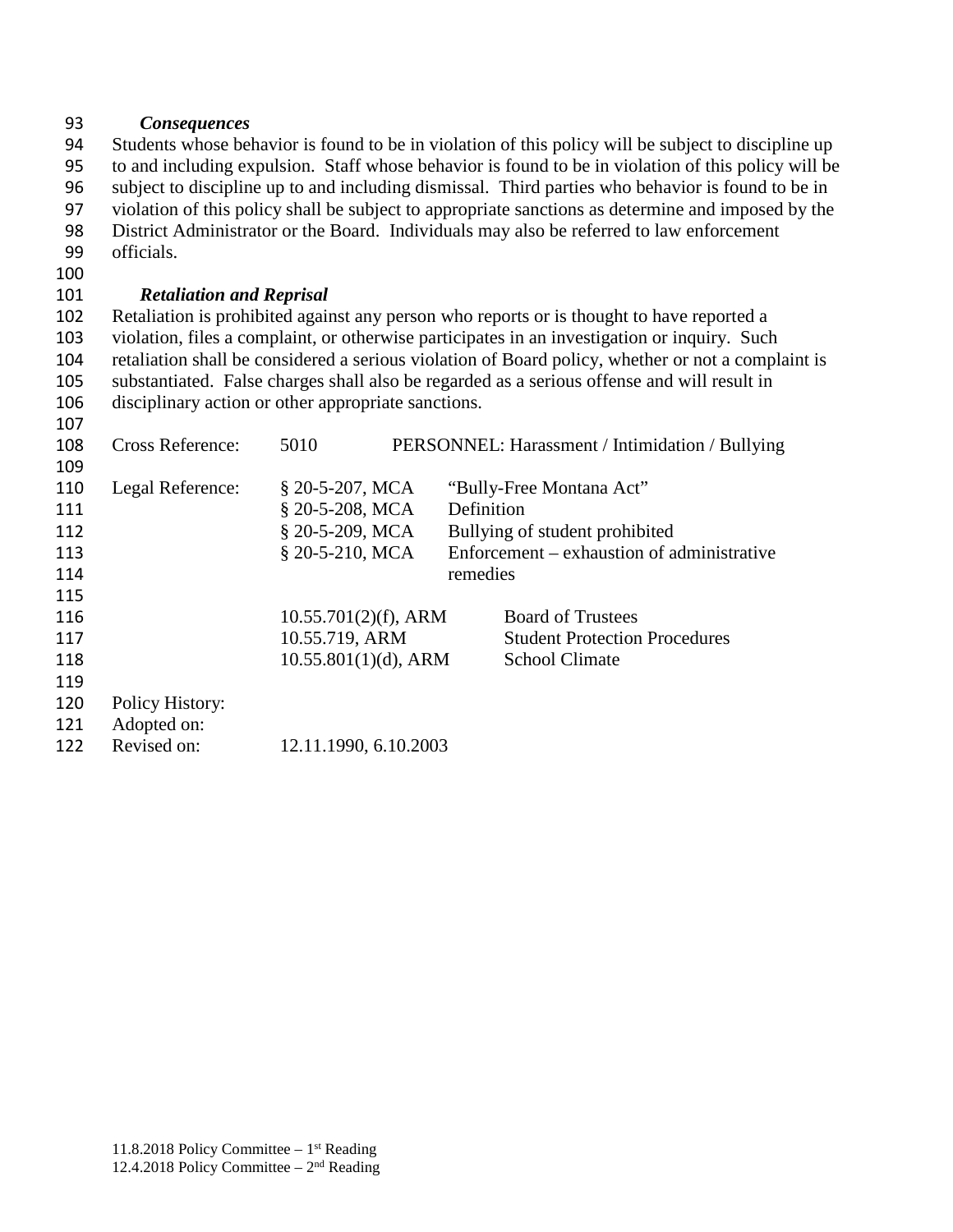***Consequences***

Students whose behavior is found to be in violation of this policy will be subject to discipline up to and including expulsion. Staff whose behavior is found to be in violation of this policy will be subject to discipline up to and including dismissal. Third parties who behavior is found to be in violation of this policy shall be subject to appropriate sanctions as determine and imposed by the District Administrator or the Board. Individuals may also be referred to law enforcement officials.

***Retaliation and Reprisal***

Retaliation is prohibited against any person who reports or is thought to have reported a violation, files a complaint, or otherwise participates in an investigation or inquiry. Such retaliation shall be considered a serious violation of Board policy, whether or not a complaint is substantiated. False charges shall also be regarded as a serious offense and will result in disciplinary action or other appropriate sanctions.

| | | |
|---|---|---|
| Cross Reference: | 5010 | PERSONNEL: Harassment / Intimidation / Bullying |
| | | |
| Legal Reference: | § 20-5-207, MCA | "Bully-Free Montana Act" |
| | § 20-5-208, MCA | Definition |
| | § 20-5-209, MCA | Bullying of student prohibited |
| | § 20-5-210, MCA | Enforcement – exhaustion of administrative remedies |
| | | |
| | 10.55.701(2)(f), ARM | Board of Trustees |
| | 10.55.719, ARM | Student Protection Procedures |
| | 10.55.801(1)(d), ARM | School Climate |

Policy History:
Adopted on:
Revised on: 12.11.1990, 6.10.2003

11.8.2018 Policy Committee – 1st Reading
12.4.2018 Policy Committee – 2nd Reading